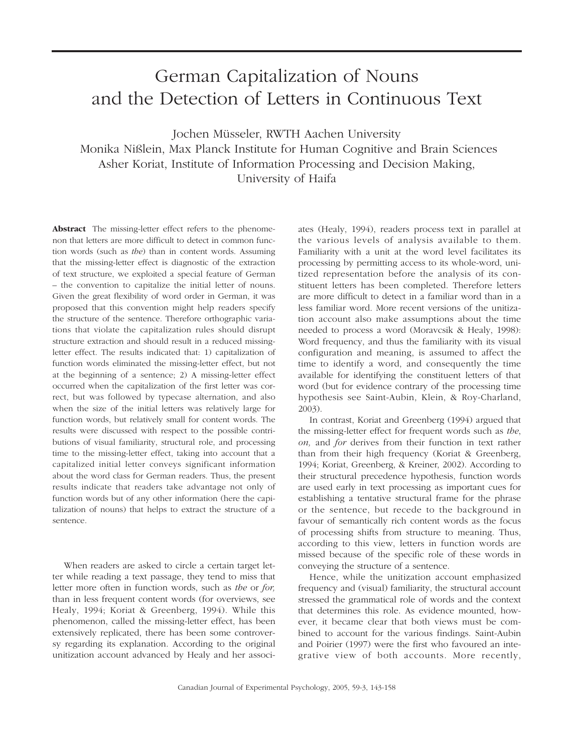# German Capitalization of Nouns and the Detection of Letters in Continuous Text

Jochen Müsseler, RWTH Aachen University
Monika Nißlein, Max Planck Institute for Human Cognitive and Brain Sciences
Asher Koriat, Institute of Information Processing and Decision Making, University of Haifa

**Abstract** The missing-letter effect refers to the phenomenon that letters are more difficult to detect in common function words (such as *the*) than in content words. Assuming that the missing-letter effect is diagnostic of the extraction of text structure, we exploited a special feature of German – the convention to capitalize the initial letter of nouns. Given the great flexibility of word order in German, it was proposed that this convention might help readers specify the structure of the sentence. Therefore orthographic variations that violate the capitalization rules should disrupt structure extraction and should result in a reduced missing-letter effect. The results indicated that: 1) capitalization of function words eliminated the missing-letter effect, but not at the beginning of a sentence; 2) A missing-letter effect occurred when the capitalization of the first letter was correct, but was followed by typecase alternation, and also when the size of the initial letters was relatively large for function words, but relatively small for content words. The results were discussed with respect to the possible contributions of visual familiarity, structural role, and processing time to the missing-letter effect, taking into account that a capitalized initial letter conveys significant information about the word class for German readers. Thus, the present results indicate that readers take advantage not only of function words but of any other information (here the capitalization of nouns) that helps to extract the structure of a sentence.

When readers are asked to circle a certain target letter while reading a text passage, they tend to miss that letter more often in function words, such as *the* or *for,* than in less frequent content words (for overviews, see Healy, 1994; Koriat & Greenberg, 1994). While this phenomenon, called the missing-letter effect, has been extensively replicated, there has been some controversy regarding its explanation. According to the original unitization account advanced by Healy and her associates (Healy, 1994), readers process text in parallel at the various levels of analysis available to them. Familiarity with a unit at the word level facilitates its processing by permitting access to its whole-word, unitized representation before the analysis of its constituent letters has been completed. Therefore letters are more difficult to detect in a familiar word than in a less familiar word. More recent versions of the unitization account also make assumptions about the time needed to process a word (Moravcsik & Healy, 1998): Word frequency, and thus the familiarity with its visual configuration and meaning, is assumed to affect the time to identify a word, and consequently the time available for identifying the constituent letters of that word (but for evidence contrary of the processing time hypothesis see Saint-Aubin, Klein, & Roy-Charland, 2003).

In contrast, Koriat and Greenberg (1994) argued that the missing-letter effect for frequent words such as *the*, *on,* and *for* derives from their function in text rather than from their high frequency (Koriat & Greenberg, 1994; Koriat, Greenberg, & Kreiner, 2002). According to their structural precedence hypothesis, function words are used early in text processing as important cues for establishing a tentative structural frame for the phrase or the sentence, but recede to the background in favour of semantically rich content words as the focus of processing shifts from structure to meaning. Thus, according to this view, letters in function words are missed because of the specific role of these words in conveying the structure of a sentence.

Hence, while the unitization account emphasized frequency and (visual) familiarity, the structural account stressed the grammatical role of words and the context that determines this role. As evidence mounted, however, it became clear that both views must be combined to account for the various findings. Saint-Aubin and Poirier (1997) were the first who favoured an integrative view of both accounts. More recently,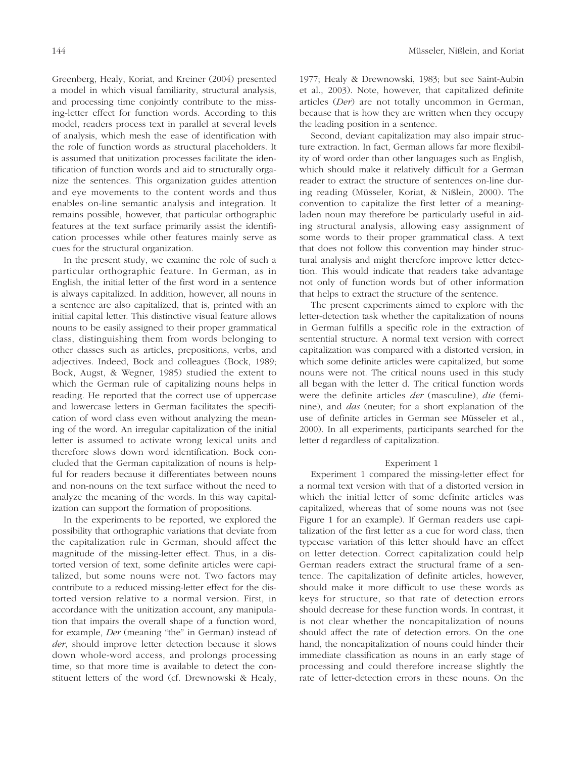Greenberg, Healy, Koriat, and Kreiner (2004) presented a model in which visual familiarity, structural analysis, and processing time conjointly contribute to the missing-letter effect for function words. According to this model, readers process text in parallel at several levels of analysis, which mesh the ease of identification with the role of function words as structural placeholders. It is assumed that unitization processes facilitate the identification of function words and aid to structurally organize the sentences. This organization guides attention and eye movements to the content words and thus enables on-line semantic analysis and integration. It remains possible, however, that particular orthographic features at the text surface primarily assist the identification processes while other features mainly serve as cues for the structural organization.

In the present study, we examine the role of such a particular orthographic feature. In German, as in English, the initial letter of the first word in a sentence is always capitalized. In addition, however, all nouns in a sentence are also capitalized, that is, printed with an initial capital letter. This distinctive visual feature allows nouns to be easily assigned to their proper grammatical class, distinguishing them from words belonging to other classes such as articles, prepositions, verbs, and adjectives. Indeed, Bock and colleagues (Bock, 1989; Bock, Augst, & Wegner, 1985) studied the extent to which the German rule of capitalizing nouns helps in reading. He reported that the correct use of uppercase and lowercase letters in German facilitates the specification of word class even without analyzing the meaning of the word. An irregular capitalization of the initial letter is assumed to activate wrong lexical units and therefore slows down word identification. Bock concluded that the German capitalization of nouns is helpful for readers because it differentiates between nouns and non-nouns on the text surface without the need to analyze the meaning of the words. In this way capitalization can support the formation of propositions.

In the experiments to be reported, we explored the possibility that orthographic variations that deviate from the capitalization rule in German, should affect the magnitude of the missing-letter effect. Thus, in a distorted version of text, some definite articles were capitalized, but some nouns were not. Two factors may contribute to a reduced missing-letter effect for the distorted version relative to a normal version. First, in accordance with the unitization account, any manipulation that impairs the overall shape of a function word, for example, *Der* (meaning "the" in German) instead of *der*, should improve letter detection because it slows down whole-word access, and prolongs processing time, so that more time is available to detect the constituent letters of the word (cf. Drewnowski & Healy, 1977; Healy & Drewnowski, 1983; but see Saint-Aubin et al., 2003). Note, however, that capitalized definite articles (*Der*) are not totally uncommon in German, because that is how they are written when they occupy the leading position in a sentence.

Second, deviant capitalization may also impair structure extraction. In fact, German allows far more flexibility of word order than other languages such as English, which should make it relatively difficult for a German reader to extract the structure of sentences on-line during reading (Müsseler, Koriat, & Nißlein, 2000). The convention to capitalize the first letter of a meaning-laden noun may therefore be particularly useful in aiding structural analysis, allowing easy assignment of some words to their proper grammatical class. A text that does not follow this convention may hinder structural analysis and might therefore improve letter detection. This would indicate that readers take advantage not only of function words but of other information that helps to extract the structure of the sentence.

The present experiments aimed to explore with the letter-detection task whether the capitalization of nouns in German fulfills a specific role in the extraction of sentential structure. A normal text version with correct capitalization was compared with a distorted version, in which some definite articles were capitalized, but some nouns were not. The critical nouns used in this study all began with the letter d. The critical function words were the definite articles *der* (masculine), *die* (feminine), and *das* (neuter; for a short explanation of the use of definite articles in German see Müsseler et al., 2000). In all experiments, participants searched for the letter d regardless of capitalization.

## Experiment 1

Experiment 1 compared the missing-letter effect for a normal text version with that of a distorted version in which the initial letter of some definite articles was capitalized, whereas that of some nouns was not (see Figure 1 for an example). If German readers use capitalization of the first letter as a cue for word class, then typecase variation of this letter should have an effect on letter detection. Correct capitalization could help German readers extract the structural frame of a sentence. The capitalization of definite articles, however, should make it more difficult to use these words as keys for structure, so that rate of detection errors should decrease for these function words. In contrast, it is not clear whether the noncapitalization of nouns should affect the rate of detection errors. On the one hand, the noncapitalization of nouns could hinder their immediate classification as nouns in an early stage of processing and could therefore increase slightly the rate of letter-detection errors in these nouns. On the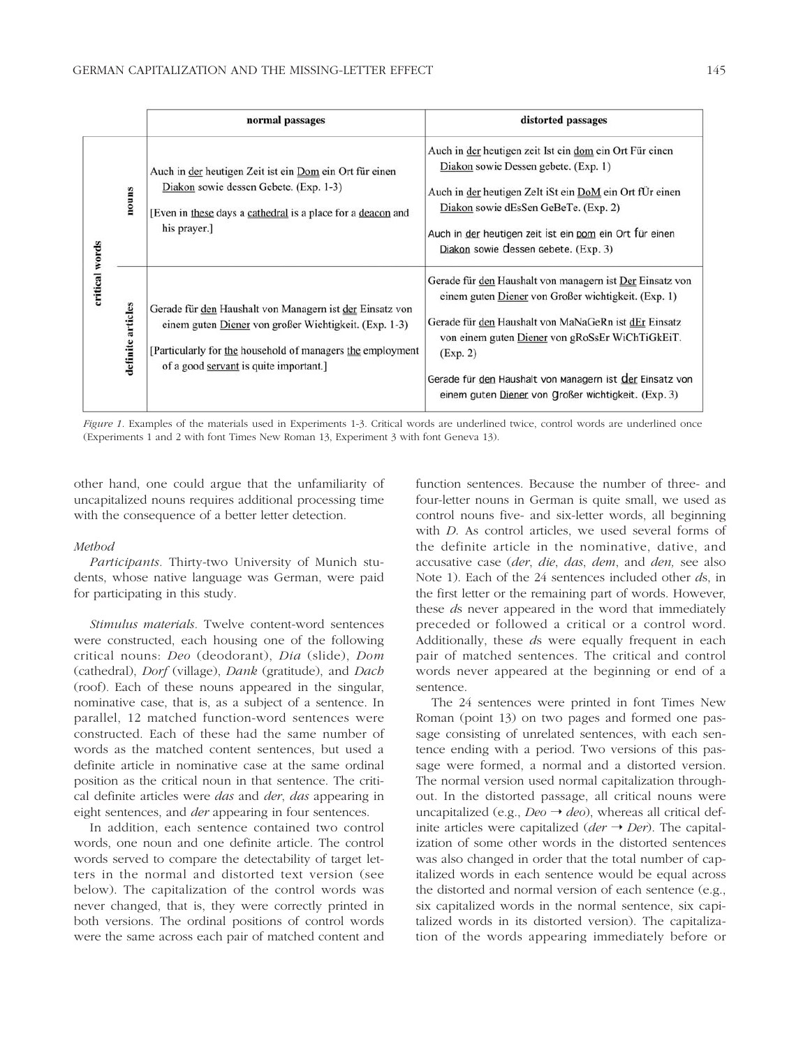| | | normal passages | distorted passages |
|---|---|---|---|
| critical words | nouns | Auch in der heutigen Zeit ist ein Dom ein Ort für einen Diakon sowie dessen Gebete. (Exp. 1-3) [Even in these days a cathedral is a place for a deacon and his prayer.] | Auch in der heutigen zeit Ist ein dom ein Ort Für einen Diakon sowie Dessen gebete. (Exp. 1) Auch in der heutigen ZeIt iSt ein DoM ein Ort fÜr einen Diakon sowie dEsSen GeBeTe. (Exp. 2) Auch in der heutigen zeit ist ein dom ein Ort für einen Diakon sowie dessen Gebete. (Exp. 3) |
| | definite articles | Gerade für den Haushalt von Managern ist der Einsatz von einem guten Diener von großer Wichtigkeit. (Exp. 1-3) [Particularly for the household of managers the employment of a good servant is quite important.] | Gerade für den Haushalt von managern ist Der Einsatz von einem guten Diener von Großer wichtigkeit. (Exp. 1) Gerade für den Haushalt von MaNaGeRn ist dEr Einsatz von einem guten Diener von gRoSsEr WiChTiGkEiT. (Exp. 2) Gerade für den Haushalt von Managern ist der Einsatz von einem guten Diener von großer wichtigkeit. (Exp. 3) |

*Figure 1*. Examples of the materials used in Experiments 1-3. Critical words are underlined twice, control words are underlined once (Experiments 1 and 2 with font Times New Roman 13, Experiment 3 with font Geneva 13).

other hand, one could argue that the unfamiliarity of uncapitalized nouns requires additional processing time with the consequence of a better letter detection.

*Method*

*Participants*. Thirty-two University of Munich students, whose native language was German, were paid for participating in this study.

*Stimulus materials*. Twelve content-word sentences were constructed, each housing one of the following critical nouns: *Deo* (deodorant), *Dia* (slide), *Dom* (cathedral), *Dorf* (village), *Dank* (gratitude), and *Dach* (roof). Each of these nouns appeared in the singular, nominative case, that is, as a subject of a sentence. In parallel, 12 matched function-word sentences were constructed. Each of these had the same number of words as the matched content sentences, but used a definite article in nominative case at the same ordinal position as the critical noun in that sentence. The critical definite articles were *das* and *der*, *das* appearing in eight sentences, and *der* appearing in four sentences.

In addition, each sentence contained two control words, one noun and one definite article. The control words served to compare the detectability of target letters in the normal and distorted text version (see below). The capitalization of the control words was never changed, that is, they were correctly printed in both versions. The ordinal positions of control words were the same across each pair of matched content and function sentences. Because the number of three- and four-letter nouns in German is quite small, we used as control nouns five- and six-letter words, all beginning with *D*. As control articles, we used several forms of the definite article in the nominative, dative, and accusative case (*der*, *die*, *das*, *dem*, and *den,* see also Note 1). Each of the 24 sentences included other *d*s, in the first letter or the remaining part of words. However, these *d*s never appeared in the word that immediately preceded or followed a critical or a control word. Additionally, these *d*s were equally frequent in each pair of matched sentences. The critical and control words never appeared at the beginning or end of a sentence.

The 24 sentences were printed in font Times New Roman (point 13) on two pages and formed one passage consisting of unrelated sentences, with each sentence ending with a period. Two versions of this passage were formed, a normal and a distorted version. The normal version used normal capitalization throughout. In the distorted passage, all critical nouns were uncapitalized (e.g., *Deo* → *deo*), whereas all critical definite articles were capitalized (*der* → *Der*). The capitalization of some other words in the distorted sentences was also changed in order that the total number of capitalized words in each sentence would be equal across the distorted and normal version of each sentence (e.g., six capitalized words in the normal sentence, six capitalized words in its distorted version). The capitalization of the words appearing immediately before or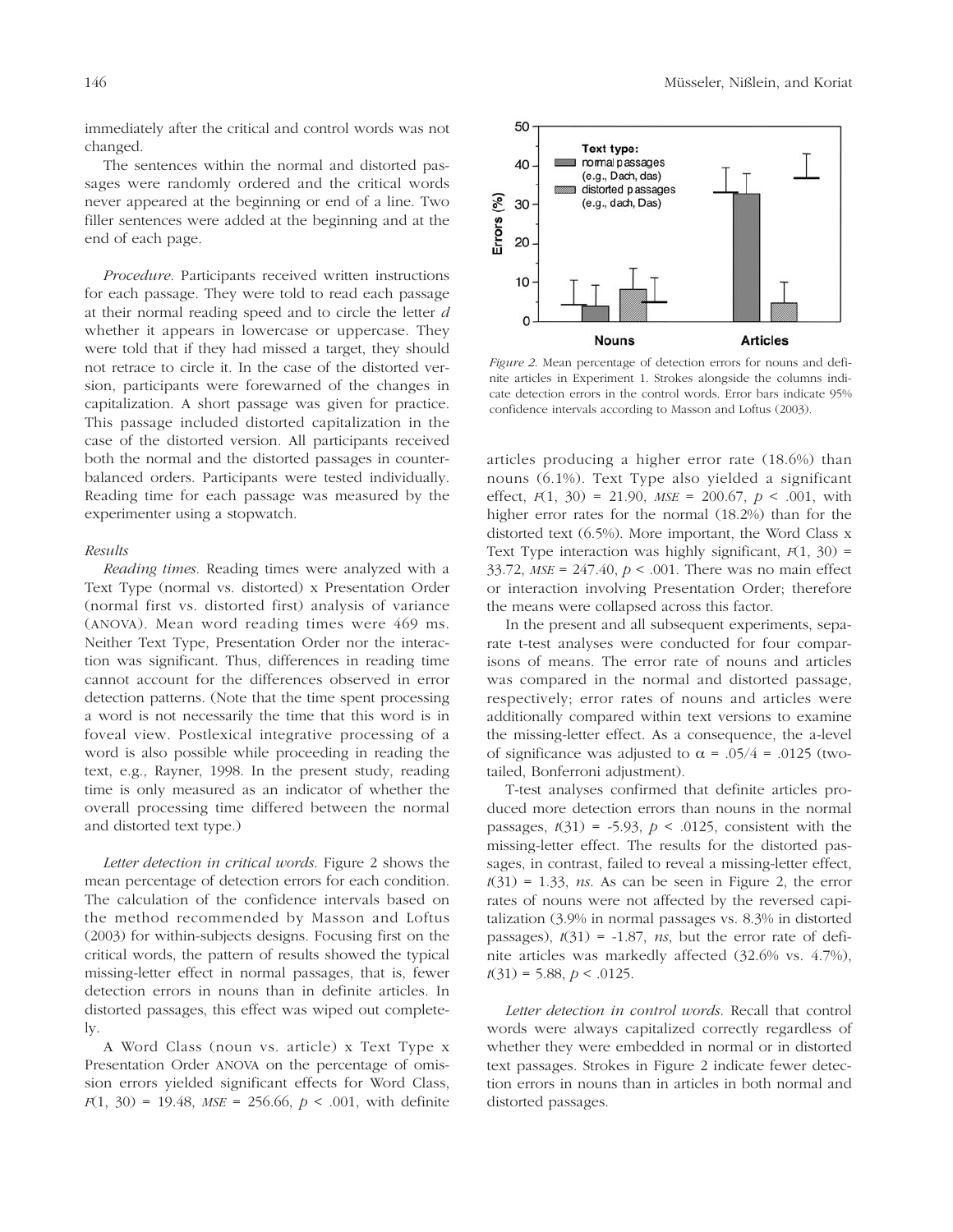immediately after the critical and control words was not changed.

The sentences within the normal and distorted passages were randomly ordered and the critical words never appeared at the beginning or end of a line. Two filler sentences were added at the beginning and at the end of each page.

*Procedure.* Participants received written instructions for each passage. They were told to read each passage at their normal reading speed and to circle the letter *d* whether it appears in lowercase or uppercase. They were told that if they had missed a target, they should not retrace to circle it. In the case of the distorted version, participants were forewarned of the changes in capitalization. A short passage was given for practice. This passage included distorted capitalization in the case of the distorted version. All participants received both the normal and the distorted passages in counterbalanced orders. Participants were tested individually. Reading time for each passage was measured by the experimenter using a stopwatch.

### Results

*Reading times.* Reading times were analyzed with a Text Type (normal vs. distorted) x Presentation Order (normal first vs. distorted first) analysis of variance (ANOVA). Mean word reading times were 469 ms. Neither Text Type, Presentation Order nor the interaction was significant. Thus, differences in reading time cannot account for the differences observed in error detection patterns. (Note that the time spent processing a word is not necessarily the time that this word is in foveal view. Postlexical integrative processing of a word is also possible while proceeding in reading the text, e.g., Rayner, 1998. In the present study, reading time is only measured as an indicator of whether the overall processing time differed between the normal and distorted text type.)

*Letter detection in critical words.* Figure 2 shows the mean percentage of detection errors for each condition. The calculation of the confidence intervals based on the method recommended by Masson and Loftus (2003) for within-subjects designs. Focusing first on the critical words, the pattern of results showed the typical missing-letter effect in normal passages, that is, fewer detection errors in nouns than in definite articles. In distorted passages, this effect was wiped out completely.

A Word Class (noun vs. article) x Text Type x Presentation Order ANOVA on the percentage of omission errors yielded significant effects for Word Class, $F(1, 30) = 19.48$, $MSE = 256.66$, $p < .001$, with definite articles producing a higher error rate (18.6%) than nouns (6.1%). Text Type also yielded a significant effect, $F(1, 30) = 21.90$, $MSE = 200.67$, $p < .001$, with higher error rates for the normal (18.2%) than for the distorted text (6.5%). More important, the Word Class x Text Type interaction was highly significant, $F(1, 30) = 33.72$, $MSE = 247.40$, $p < .001$. There was no main effect or interaction involving Presentation Order; therefore the means were collapsed across this factor.

Figure 2. Mean percentage of detection errors for nouns and definite articles in Experiment 1. Strokes alongside the columns indicate detection errors in the control words. Error bars indicate 95% confidence intervals according to Masson and Loftus (2003).

In the present and all subsequent experiments, separate t-test analyses were conducted for four comparisons of means. The error rate of nouns and articles was compared in the normal and distorted passage, respectively; error rates of nouns and articles were additionally compared within text versions to examine the missing-letter effect. As a consequence, the a-level of significance was adjusted to $\alpha = .05/4 = .0125$ (two-tailed, Bonferroni adjustment).

T-test analyses confirmed that definite articles produced more detection errors than nouns in the normal passages, $t(31) = -5.93$, $p < .0125$, consistent with the missing-letter effect. The results for the distorted passages, in contrast, failed to reveal a missing-letter effect, $t(31) = 1.33$, *ns*. As can be seen in Figure 2, the error rates of nouns were not affected by the reversed capitalization (3.9% in normal passages vs. 8.3% in distorted passages), $t(31) = -1.87$, *ns*, but the error rate of definite articles was markedly affected (32.6% vs. 4.7%), $t(31) = 5.88$, $p < .0125$.

*Letter detection in control words.* Recall that control words were always capitalized correctly regardless of whether they were embedded in normal or in distorted text passages. Strokes in Figure 2 indicate fewer detection errors in nouns than in articles in both normal and distorted passages.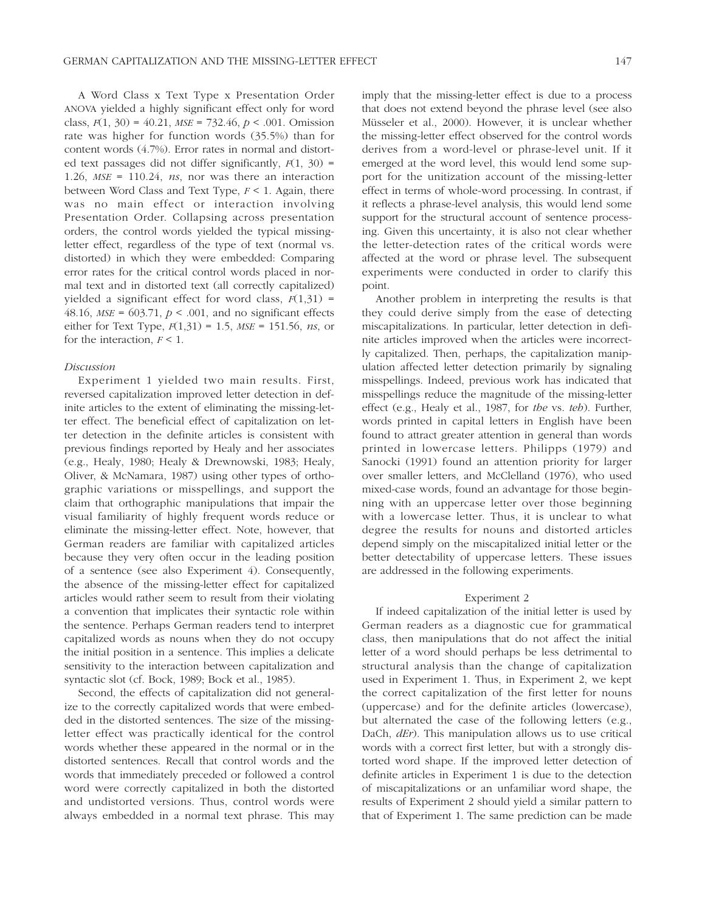A Word Class x Text Type x Presentation Order ANOVA yielded a highly significant effect only for word class, $F(1, 30) = 40.21$, $MSE = 732.46$, $p < .001$. Omission rate was higher for function words (35.5%) than for content words (4.7%). Error rates in normal and distorted text passages did not differ significantly, $F(1, 30) = 1.26$, $MSE = 110.24$, *ns*, nor was there an interaction between Word Class and Text Type, $F < 1$. Again, there was no main effect or interaction involving Presentation Order. Collapsing across presentation orders, the control words yielded the typical missing-letter effect, regardless of the type of text (normal vs. distorted) in which they were embedded: Comparing error rates for the critical control words placed in normal text and in distorted text (all correctly capitalized) yielded a significant effect for word class, $F(1,31) = 48.16$, $MSE = 603.71$, $p < .001$, and no significant effects either for Text Type, $F(1,31) = 1.5$, $MSE = 151.56$, *ns*, or for the interaction, $F < 1$.

*Discussion*

Experiment 1 yielded two main results. First, reversed capitalization improved letter detection in definite articles to the extent of eliminating the missing-letter effect. The beneficial effect of capitalization on letter detection in the definite articles is consistent with previous findings reported by Healy and her associates (e.g., Healy, 1980; Healy & Drewnowski, 1983; Healy, Oliver, & McNamara, 1987) using other types of orthographic variations or misspellings, and support the claim that orthographic manipulations that impair the visual familiarity of highly frequent words reduce or eliminate the missing-letter effect. Note, however, that German readers are familiar with capitalized articles because they very often occur in the leading position of a sentence (see also Experiment 4). Consequently, the absence of the missing-letter for capitalized articles would rather seem to result from their violating a convention that implicates their syntactic role within the sentence. Perhaps German readers tend to interpret capitalized words as nouns when they do not occupy the initial position in a sentence. This implies a delicate sensitivity to the interaction between capitalization and syntactic slot (cf. Bock, 1989; Bock et al., 1985).

Second, the effects of capitalization did not generalize to the correctly capitalized words that were embedded in the distorted sentences. The size of the missing-letter effect was practically identical for the control words whether these appeared in the normal or in the distorted sentences. Recall that control words and the words that immediately preceded or followed a control word were correctly capitalized in both the distorted and undistorted versions. Thus, control words were always embedded in a normal text phrase. This may imply that the missing-letter effect is due to a process that does not extend beyond the phrase level (see also Müsseler et al., 2000). However, it is unclear whether the missing-letter effect observed for the control words derives from a word-level or phrase-level unit. If it emerged at the word level, this would lend some support for the unitization account of the missing-letter effect in terms of whole-word processing. In contrast, if it reflects a phrase-level analysis, this would lend some support for the structural account of sentence processing. Given this uncertainty, it is also not clear whether the letter-detection rates of the critical words were affected at the word or phrase level. The subsequent experiments were conducted in order to clarify this point.

Another problem in interpreting the results is that they could derive simply from the ease of detecting miscapitalizations. In particular, letter detection in definite articles improved when the articles were incorrectly capitalized. Then, perhaps, the capitalization manipulation affected letter detection primarily by signaling misspellings. Indeed, previous work has indicated that misspellings reduce the magnitude of the missing-letter effect (e.g., Healy et al., 1987, for *the* vs. *teh*). Further, words printed in capital letters in English have been found to attract greater attention in general than words printed in lowercase letters. Philipps (1979) and Sanocki (1991) found an attention priority for larger over smaller letters, and McClelland (1976), who used mixed-case words, found an advantage for those beginning with an uppercase letter over those beginning with a lowercase letter. Thus, it is unclear to what degree the results for nouns and distorted articles depend simply on the miscapitalized initial letter or the better detectability of uppercase letters. These issues are addressed in the following experiments.

## Experiment 2

If indeed capitalization of the initial letter is used by German readers as a diagnostic cue for grammatical class, then manipulations that do not affect the initial letter of a word should perhaps be less detrimental to structural analysis than the change of capitalization used in Experiment 1. Thus, in Experiment 2, we kept the correct capitalization of the first letter for nouns (uppercase) and for the definite articles (lowercase), but alternated the case of the following letters (e.g., DaCh, *dEr*). This manipulation allows us to use critical words with a correct first letter, but with a strongly distorted word shape. If the improved letter detection of definite articles in Experiment 1 is due to the detection of miscapitalizations or an unfamiliar word shape, the results of Experiment 2 should yield a similar pattern to that of Experiment 1. The same prediction can be made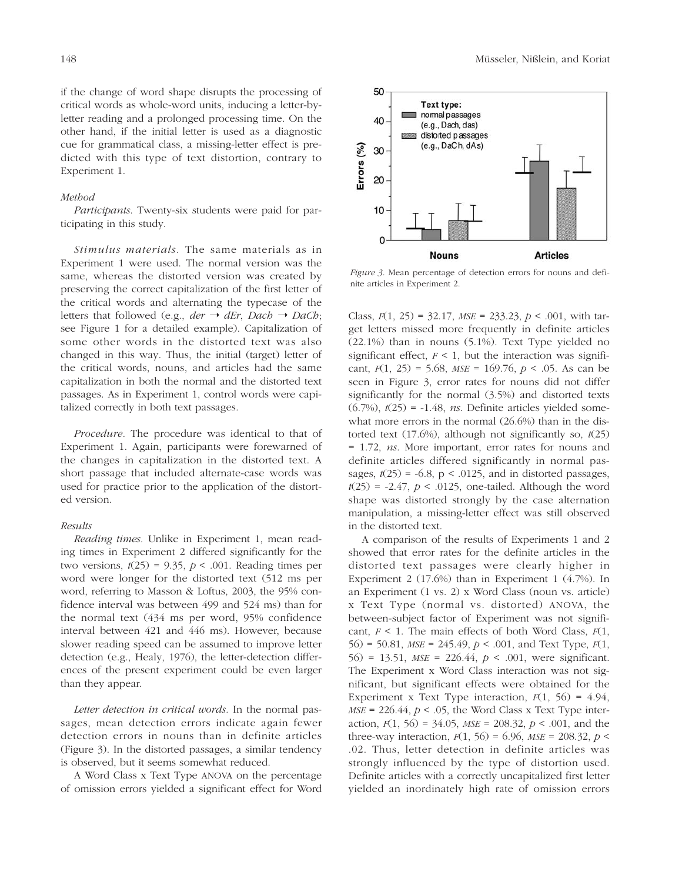if the change of word shape disrupts the processing of critical words as whole-word units, inducing a letter-by-letter reading and a prolonged processing time. On the other hand, if the initial letter is used as a diagnostic cue for grammatical class, a missing-letter effect is predicted with this type of text distortion, contrary to Experiment 1.

### *Method*

*Participants.* Twenty-six students were paid for participating in this study.

*Stimulus materials.* The same materials as in Experiment 1 were used. The normal version was the same, whereas the distorted version was created by preserving the correct capitalization of the first letter of the critical words and alternating the typecase of the letters that followed (e.g., *der* → *dEr*, *Dach* → *DaCh*; see Figure 1 for a detailed example). Capitalization of some other words in the distorted text was also changed in this way. Thus, the initial (target) letter of the critical words, nouns, and articles had the same capitalization in both the normal and the distorted text passages. As in Experiment 1, control words were capitalized correctly in both text passages.

*Procedure.* The procedure was identical to that of Experiment 1. Again, participants were forewarned of the changes in capitalization in the distorted text. A short passage that included alternate-case words was used for practice prior to the application of the distorted version.

### *Results*

*Reading times.* Unlike in Experiment 1, mean reading times in Experiment 2 differed significantly for the two versions, $t(25) = 9.35$, $p < .001$. Reading times per word were longer for the distorted text (512 ms per word, referring to Masson & Loftus, 2003, the 95% confidence interval was between 499 and 524 ms) than for the normal text (434 ms per word, 95% confidence interval between 421 and 446 ms). However, because slower reading speed can be assumed to improve letter detection (e.g., Healy, 1976), the letter-detection differences of the present experiment could be even larger than they appear.

*Letter detection in critical words.* In the normal passages, mean detection errors indicate again fewer detection errors in nouns than in definite articles (Figure 3). In the distorted passages, a similar tendency is observed, but it seems somewhat reduced.

A Word Class x Text Type ANOVA on the percentage of omission errors yielded a significant effect for Word Class, $F(1, 25) = 32.17$, $MSE = 233.23$, $p < .001$, with target letters missed more frequently in definite articles (22.1%) than in nouns (5.1%). Text Type yielded no significant effect, $F < 1$, but the interaction was significant, $F(1, 25) = 5.68$, $MSE = 169.76$, $p < .05$. As can be seen in Figure 3, error rates for nouns did not differ significantly for the normal (3.5%) and distorted texts (6.7%), $t(25) = -1.48$, *ns*. Definite articles yielded somewhat more errors in the normal (26.6%) than in the distorted text (17.6%), although not significantly so, $t(25) = 1.72$, *ns*. More important, error rates for nouns and definite articles differed significantly in normal passages, $t(25) = -6.8$, $p < .0125$, and in distorted passages, $t(25) = -2.47$, $p < .0125$, one-tailed. Although the word shape was distorted strongly by the case alternation manipulation, a missing-letter effect was still observed in the distorted text.

*Figure 3.* Mean percentage of detection errors for nouns and definite articles in Experiment 2.

A comparison of the results of Experiments 1 and 2 showed that error rates for the definite articles in the distorted text passages were clearly higher in Experiment 2 (17.6%) than in Experiment 1 (4.7%). In an Experiment (1 vs. 2) x Word Class (noun vs. article) x Text Type (normal vs. distorted) ANOVA, the between-subject factor of Experiment was not significant, $F < 1$. The main effects of both Word Class, $F(1, 56) = 50.81$, $MSE = 245.49$, $p < .001$, and Text Type, $F(1, 56) = 13.51$, $MSE = 226.44$, $p < .001$, were significant. The Experiment x Word Class interaction was not significant, but significant effects were obtained for the Experiment x Text Type interaction, $F(1, 56) = 4.94$, $MSE = 226.44$, $p < .05$, the Word Class x Text Type interaction, $F(1, 56) = 34.05$, $MSE = 208.32$, $p < .001$, and the three-way interaction, $F(1, 56) = 6.96$, $MSE = 208.32$, $p < .02$. Thus, letter detection in definite articles was strongly influenced by the type of distortion used. Definite articles with a correctly uncapitalized first letter yielded an inordinately high rate of omission errors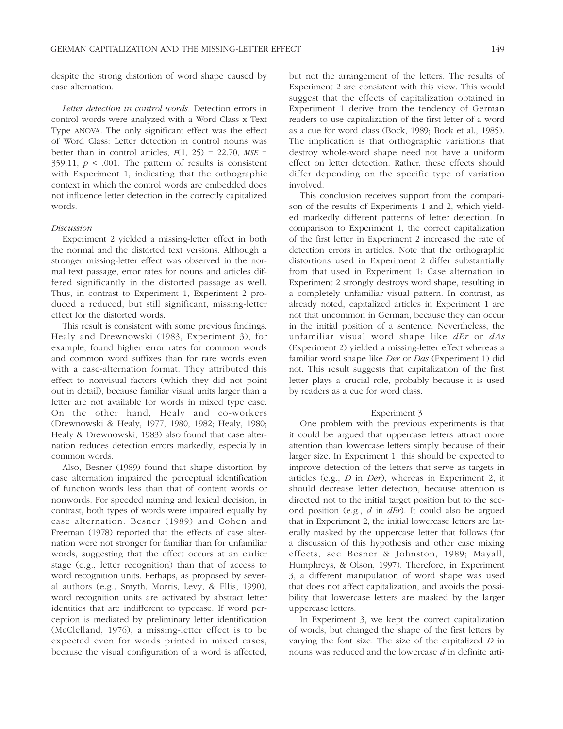despite the strong distortion of word shape caused by case alternation.

*Letter detection in control words.* Detection errors in control words were analyzed with a Word Class x Text Type ANOVA. The only significant effect was the effect of Word Class: Letter detection in control nouns was better than in control articles, $F(1, 25) = 22.70$, $MSE = 359.11$, $p < .001$. The pattern of results is consistent with Experiment 1, indicating that the orthographic context in which the control words are embedded does not influence letter detection in the correctly capitalized words.

### Discussion

Experiment 2 yielded a missing-letter effect in both the normal and the distorted text versions. Although a stronger missing-letter effect was observed in the normal text passage, error rates for nouns and articles differed significantly in the distorted passage as well. Thus, in contrast to Experiment 1, Experiment 2 produced a reduced, but still significant, missing-letter effect for the distorted words.

This result is consistent with some previous findings. Healy and Drewnowski (1983, Experiment 3), for example, found higher error rates for common words and common word suffixes than for rare words even with a case-alternation format. They attributed this effect to nonvisual factors (which they did not point out in detail), because familiar visual units larger than a letter are not available for words in mixed type case. On the other hand, Healy and co-workers (Drewnowski & Healy, 1977, 1980, 1982; Healy, 1980; Healy & Drewnowski, 1983) also found that case alternation reduces detection errors markedly, especially in common words.

Also, Besner (1989) found that shape distortion by case alternation impaired the perceptual identification of function words less than that of content words or nonwords. For speeded naming and lexical decision, in contrast, both types of words were impaired equally by case alternation. Besner (1989) and Cohen and Freeman (1978) reported that the effects of case alternation were not stronger for familiar than for unfamiliar words, suggesting that the effect occurs at an earlier stage (e.g., letter recognition) than that of access to word recognition units. Perhaps, as proposed by several authors (e.g., Smyth, Morris, Levy, & Ellis, 1990), word recognition units are activated by abstract letter identities that are indifferent to typecase. If word perception is mediated by preliminary letter identification (McClelland, 1976), a missing-letter effect is to be expected even for words printed in mixed cases, because the visual configuration of a word is affected, but not the arrangement of the letters. The results of Experiment 2 are consistent with this view. This would suggest that the effects of capitalization obtained in Experiment 1 derive from the tendency of German readers to use capitalization of the first letter of a word as a cue for word class (Bock, 1989; Bock et al., 1985). The implication is that orthographic variations that destroy whole-word shape need not have a uniform effect on letter detection. Rather, these effects should differ depending on the specific type of variation involved.

This conclusion receives support from the comparison of the results of Experiments 1 and 2, which yielded markedly different patterns of letter detection. In comparison to Experiment 1, the correct capitalization of the first letter in Experiment 2 increased the rate of detection errors in articles. Note that the orthographic distortions used in Experiment 2 differ substantially from that used in Experiment 1: Case alternation in Experiment 2 strongly destroys word shape, resulting in a completely unfamiliar visual pattern. In contrast, as already noted, capitalized articles in Experiment 1 are not that uncommon in German, because they can occur in the initial position of a sentence. Nevertheless, the unfamiliar visual word shape like *dEr* or *dAs* (Experiment 2) yielded a missing-letter effect whereas a familiar word shape like *Der* or *Das* (Experiment 1) did not. This result suggests that capitalization of the first letter plays a crucial role, probably because it is used by readers as a cue for word class.

## Experiment 3

One problem with the previous experiments is that it could be argued that uppercase letters attract more attention than lowercase letters simply because of their larger size. In Experiment 1, this should be expected to improve detection of the letters that serve as targets in articles (e.g., *D* in *Der*), whereas in Experiment 2, it should decrease letter detection, because attention is directed not to the initial target position but to the second position (e.g., *d* in *dEr*). It could also be argued that in Experiment 2, the initial lowercase letters are laterally masked by the uppercase letter that follows (for a discussion of this hypothesis and other case mixing effects, see Besner & Johnston, 1989; Mayall, Humphreys, & Olson, 1997). Therefore, in Experiment 3, a different manipulation of word shape was used that does not affect capitalization, and avoids the possibility that lowercase letters are masked by the larger uppercase letters.

In Experiment 3, we kept the correct capitalization of words, but changed the shape of the first letters by varying the font size. The size of the capitalized *D* in nouns was reduced and the lowercase *d* in definite arti-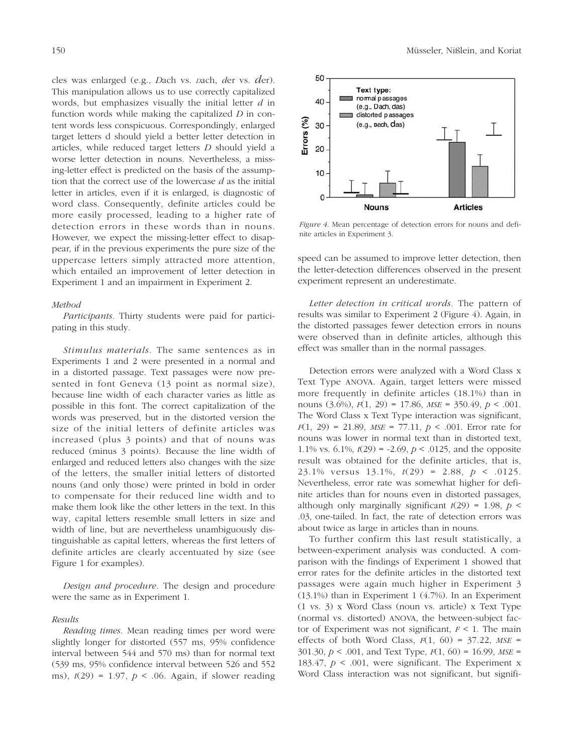cles was enlarged (e.g., *D*ach vs. *D*ach, *d*er vs. *d*er). This manipulation allows us to use correctly capitalized words, but emphasizes visually the initial letter *d* in function words while making the capitalized *D* in content words less conspicuous. Correspondingly, enlarged target letters d should yield a better letter detection in articles, while reduced target letters *D* should yield a worse letter detection in nouns. Nevertheless, a missing-letter effect is predicted on the basis of the assumption that the correct use of the lowercase *d* as the initial letter in articles, even if it is enlarged, is diagnostic of word class. Consequently, definite articles could be more easily processed, leading to a higher rate of detection errors in these words than in nouns. However, we expect the missing-letter effect to disappear, if in the previous experiments the pure size of the uppercase letters simply attracted more attention, which entailed an improvement of letter detection in Experiment 1 and an impairment in Experiment 2.

### Method

*Participants.* Thirty students were paid for participating in this study.

*Stimulus materials.* The same sentences as in Experiments 1 and 2 were presented in a normal and in a distorted passage. Text passages were now presented in font Geneva (13 point as normal size), because line width of each character varies as little as possible in this font. The correct capitalization of the words was preserved, but in the distorted version the size of the initial letters of definite articles was increased (plus 3 points) and that of nouns was reduced (minus 3 points). Because the line width of enlarged and reduced letters also changes with the size of the letters, the smaller initial letters of distorted nouns (and only those) were printed in bold in order to compensate for their reduced line width and to make them look like the other letters in the text. In this way, capital letters resemble small letters in size and width of line, but are nevertheless unambiguously distinguishable as capital letters, whereas the first letters of definite articles are clearly accentuated by size (see Figure 1 for examples).

*Design and procedure.* The design and procedure were the same as in Experiment 1.

### Results

*Reading times.* Mean reading times per word were slightly longer for distorted (557 ms, 95% confidence interval between 544 and 570 ms) than for normal text (539 ms, 95% confidence interval between 526 and 552 ms), $t(29) = 1.97$, $p < .06$. Again, if slower reading speed can be assumed to improve letter detection, then the letter-detection differences observed in the present experiment represent an underestimate.

*Figure 4.* Mean percentage of detection errors for nouns and definite articles in Experiment 3.

*Letter detection in critical words.* The pattern of results was similar to Experiment 2 (Figure 4). Again, in the distorted passages fewer detection errors in nouns were observed than in definite articles, although this effect was smaller than in the normal passages.

Detection errors were analyzed with a Word Class x Text Type ANOVA. Again, target letters were missed more frequently in definite articles (18.1%) than in nouns (3.6%), $F(1, 29) = 17.86$, $MSE = 350.49$, $p < .001$. The Word Class x Text Type interaction was significant, $F(1, 29) = 21.89$, $MSE = 77.11$, $p < .001$. Error rate for nouns was lower in normal text than in distorted text, 1.1% vs. 6.1%, $t(29) = -2.69$, $p < .0125$, and the opposite result was obtained for the definite articles, that is, 23.1% versus 13.1%, $t(29) = 2.88$, $p < .0125$. Nevertheless, error rate was somewhat higher for definite articles than for nouns even in distorted passages, although only marginally significant $t(29) = 1.98$, $p < .03$, one-tailed. In fact, the rate of detection errors was about twice as large in articles than in nouns.

To further confirm this last result statistically, a between-experiment analysis was conducted. A comparison with the findings of Experiment 1 showed that error rates for the definite articles in the distorted text passages were again much higher in Experiment 3 (13.1%) than in Experiment 1 (4.7%). In an Experiment (1 vs. 3) x Word Class (noun vs. article) x Text Type (normal vs. distorted) ANOVA, the between-subject factor of Experiment was not significant, $F < 1$. The main effects of both Word Class, $F(1, 60) = 37.22$, $MSE = 301.30$, $p < .001$, and Text Type, $F(1, 60) = 16.99$, $MSE = 183.47$, $p < .001$, were significant. The Experiment x Word Class interaction was not significant, but signifi-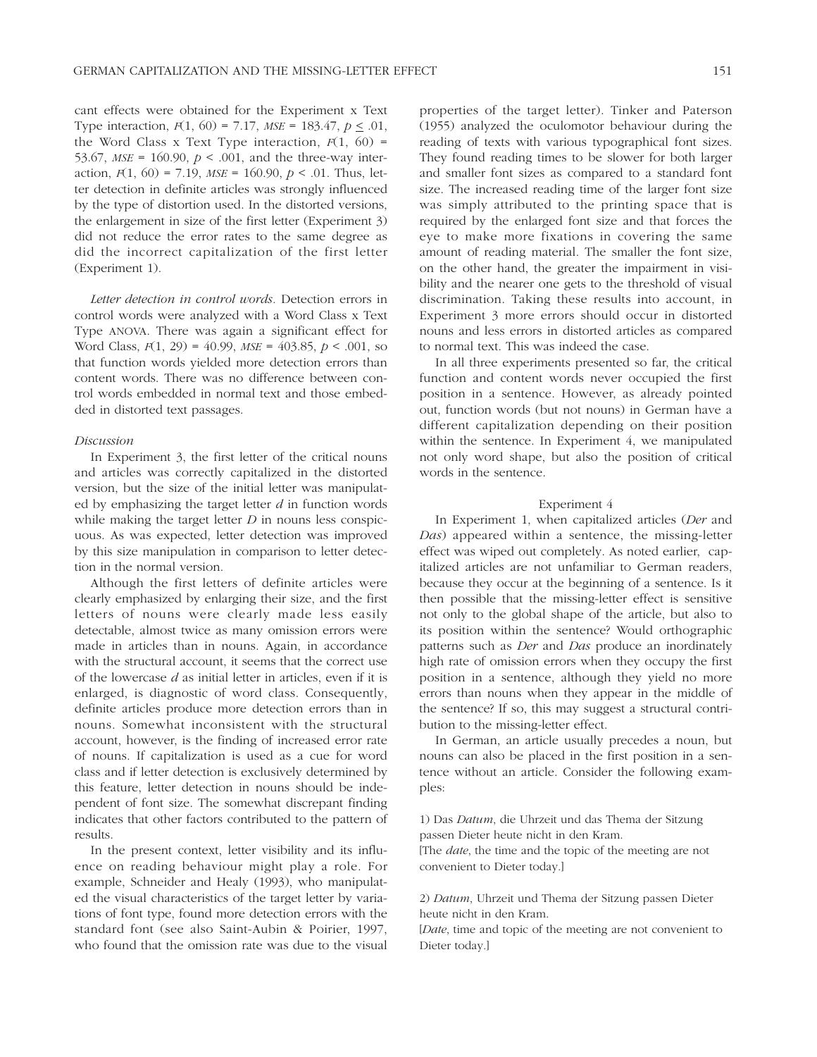cant effects were obtained for the Experiment x Text Type interaction, $F(1, 60) = 7.17$, $MSE = 183.47$, $p \leq .01$, the Word Class x Text Type interaction, $F(1, 60) = 53.67$, $MSE = 160.90$, $p < .001$, and the three-way interaction, $F(1, 60) = 7.19$, $MSE = 160.90$, $p < .01$. Thus, letter detection in definite articles was strongly influenced by the type of distortion used. In the distorted versions, the enlargement in size of the first letter (Experiment 3) did not reduce the error rates to the same degree as did the incorrect capitalization of the first letter (Experiment 1).

*Letter detection in control words.* Detection errors in control words were analyzed with a Word Class x Text Type ANOVA. There was again a significant effect for Word Class, $F(1, 29) = 40.99$, $MSE = 403.85$, $p < .001$, so that function words yielded more detection errors than content words. There was no difference between control words embedded in normal text and those embedded in distorted text passages.

*Discussion*

In Experiment 3, the first letter of the critical nouns and articles was correctly capitalized in the distorted version, but the size of the initial letter was manipulated by emphasizing the target letter *d* in function words while making the target letter *D* in nouns less conspicuous. As was expected, letter detection was improved by this size manipulation in comparison to letter detection in the normal version.

Although the first letters of definite articles were clearly emphasized by enlarging their size, and the first letters of nouns were clearly made less easily detectable, almost twice as many omission errors were made in articles than in nouns. Again, in accordance with the structural account, it seems that the correct use of the lowercase *d* as initial letter in articles, even if it is enlarged, is diagnostic of word class. Consequently, definite articles produce more detection errors than in nouns. Somewhat inconsistent with the structural account, however, is the finding of increased error rate of nouns. If capitalization is used as a cue for word class and if letter detection is exclusively determined by this feature, letter detection in nouns should be independent of font size. The somewhat discrepant finding indicates that other factors contributed to the pattern of results.

In the present context, letter visibility and its influence on reading behaviour might play a role. For example, Schneider and Healy (1993), who manipulated the visual characteristics of the target letter by variations of font type, found more detection errors with the standard font (see also Saint-Aubin & Poirier, 1997, who found that the omission rate was due to the visual properties of the target letter). Tinker and Paterson (1955) analyzed the oculomotor behaviour during the reading of texts with various typographical font sizes. They found reading times to be slower for both larger and smaller font sizes as compared to a standard font size. The increased reading time of the larger font size was simply attributed to the printing space that is required by the enlarged font size and that forces the eye to make more fixations in covering the same amount of reading material. The smaller the font size, on the other hand, the greater the impairment in visibility and the nearer one gets to the threshold of visual discrimination. Taking these results into account, in Experiment 3 more errors should occur in distorted nouns and less errors in distorted articles as compared to normal text. This was indeed the case.

In all three experiments presented so far, the critical function and content words never occupied the first position in a sentence. However, as already pointed out, function words (but not nouns) in German have a different capitalization depending on their position within the sentence. In Experiment 4, we manipulated not only word shape, but also the position of critical words in the sentence.

## Experiment 4

In Experiment 1, when capitalized articles (*Der* and *Das*) appeared within a sentence, the missing-letter effect was wiped out completely. As noted earlier, capitalized articles are not unfamiliar to German readers, because they occur at the beginning of a sentence. Is it then possible that the missing-letter effect is sensitive not only to the global shape of the article, but also to its position within the sentence? Would orthographic patterns such as *Der* and *Das* produce an inordinately high rate of omission errors when they occupy the first position in a sentence, although they yield no more errors than nouns when they appear in the middle of the sentence? If so, this may suggest a structural contribution to the missing-letter effect.

In German, an article usually precedes a noun, but nouns can also be placed in the first position in a sentence without an article. Consider the following examples:

1) Das *Datum*, die Uhrzeit und das Thema der Sitzung passen Dieter heute nicht in den Kram.
[The *date*, the time and the topic of the meeting are not convenient to Dieter today.]

2) *Datum*, Uhrzeit und Thema der Sitzung passen Dieter heute nicht in den Kram.
[*Date*, time and topic of the meeting are not convenient to Dieter today.]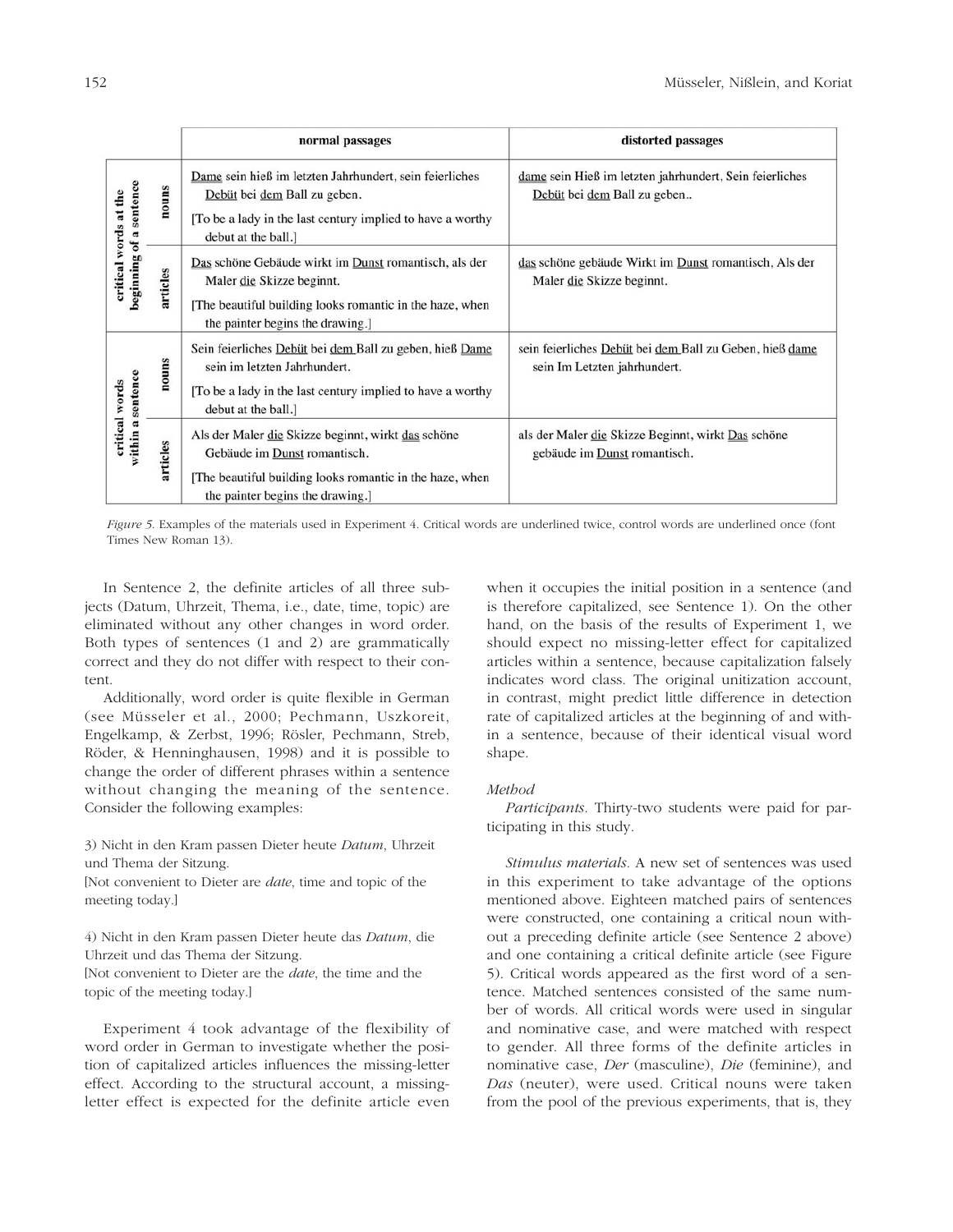| | | normal passages | distorted passages |
|---|---|---|---|
| critical words at the beginning of a sentence | nouns | Dame sein hieß im letzten Jahrhundert, sein feierliches Debüt bei dem Ball zu geben.<br>[To be a lady in the last century implied to have a worthy debut at the ball.] | dame sein Hieß im letzten jahrhundert, Sein feierliches Debüt bei dem Ball zu geben.. |
| | articles | Das schöne Gebäude wirkt im Dunst romantisch, als der Maler die Skizze beginnt.<br>[The beautiful building looks romantic in the haze, when the painter begins the drawing.] | das schöne gebäude Wirkt im Dunst romantisch, Als der Maler die Skizze beginnt. |
| critical words within a sentence | nouns | Sein feierliches Debüt bei dem Ball zu geben, hieß Dame sein im letzten Jahrhundert.<br>[To be a lady in the last century implied to have a worthy debut at the ball.] | sein feierliches Debüt bei dem Ball zu Geben, hieß dame sein Im Letzten jahrhundert. |
| | articles | Als der Maler die Skizze beginnt, wirkt das schöne Gebäude im Dunst romantisch.<br>[The beautiful building looks romantic in the haze, when the painter begins the drawing.] | als der Maler die Skizze Beginnt, wirkt Das schöne gebäude im Dunst romantisch. |

*Figure 5.* Examples of the materials used in Experiment 4. Critical words are underlined twice, control words are underlined once (font Times New Roman 13).

In Sentence 2, the definite articles of all three subjects (Datum, Uhrzeit, Thema, i.e., date, time, topic) are eliminated without any other changes in word order. Both types of sentences (1 and 2) are grammatically correct and they do not differ with respect to their content.

Additionally, word order is quite flexible in German (see Müsseler et al., 2000; Pechmann, Uszkoreit, Engelkamp, & Zerbst, 1996; Rösler, Pechmann, Streb, Röder, & Henninghausen, 1998) and it is possible to change the order of different phrases within a sentence without changing the meaning of the sentence. Consider the following examples:

3) Nicht in den Kram passen Dieter heute *Datum*, Uhrzeit und Thema der Sitzung.
[Not convenient to Dieter are *date*, time and topic of the meeting today.]

4) Nicht in den Kram passen Dieter heute das *Datum*, die Uhrzeit und das Thema der Sitzung.
[Not convenient to Dieter are the *date*, the time and the topic of the meeting today.]

Experiment 4 took advantage of the flexibility of word order in German to investigate whether the position of capitalized articles influences the missing-letter effect. According to the structural account, a missing-letter effect is expected for the definite article even when it occupies the initial position in a sentence (and is therefore capitalized, see Sentence 1). On the other hand, on the basis of the results of Experiment 1, we should expect no missing-letter effect for capitalized articles within a sentence, because capitalization falsely indicates word class. The original unitization account, in contrast, might predict little difference in detection rate of capitalized articles at the beginning of and within a sentence, because of their identical visual word shape.

### Method

*Participants.* Thirty-two students were paid for participating in this study.

*Stimulus materials.* A new set of sentences was used in this experiment to take advantage of the options mentioned above. Eighteen matched pairs of sentences were constructed, one containing a critical noun without a preceding definite article (see Sentence 2 above) and one containing a critical definite article (see Figure 5). Critical words appeared as the first word of a sentence. Matched sentences consisted of the same number of words. All critical words were used in singular and nominative case, and were matched with respect to gender. All three forms of the definite articles in nominative case, *Der* (masculine), *Die* (feminine), and *Das* (neuter), were used. Critical nouns were taken from the pool of the previous experiments, that is, they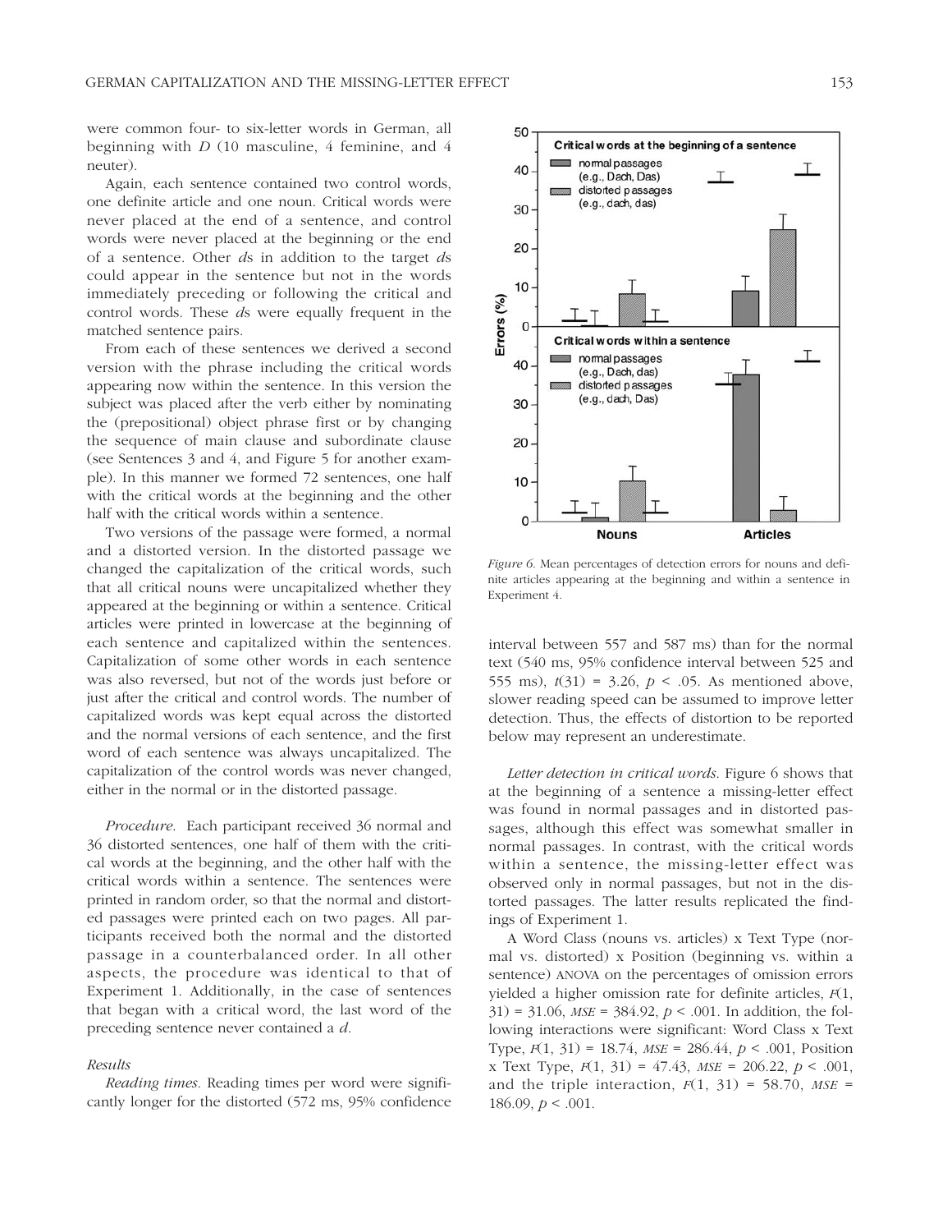were common four- to six-letter words in German, all beginning with *D* (10 masculine, 4 feminine, and 4 neuter).

Again, each sentence contained two control words, one definite article and one noun. Critical words were never placed at the end of a sentence, and control words were never placed at the beginning or the end of a sentence. Other *d*s in addition to the target *d*s could appear in the sentence but not in the words immediately preceding or following the critical and control words. These *d*s were equally frequent in the matched sentence pairs.

From each of these sentences we derived a second version with the phrase including the critical words appearing now within the sentence. In this version the subject was placed after the verb either by nominating the (prepositional) object phrase first or by changing the sequence of main clause and subordinate clause (see Sentences 3 and 4, and Figure 5 for another example). In this manner we formed 72 sentences, one half with the critical words at the beginning and the other half with the critical words within a sentence.

Two versions of the passage were formed, a normal and a distorted version. In the distorted passage we changed the capitalization of the critical words, such that all critical nouns were uncapitalized whether they appeared at the beginning or within a sentence. Critical articles were printed in lowercase at the beginning of each sentence and capitalized within the sentences. Capitalization of some other words in each sentence was also reversed, but not of the words just before or just after the critical and control words. The number of capitalized words was kept equal across the distorted and the normal versions of each sentence, and the first word of each sentence was always uncapitalized. The capitalization of the control words was never changed, either in the normal or in the distorted passage.

*Procedure*. Each participant received 36 normal and 36 distorted sentences, one half of them with the critical words at the beginning, and the other half with the critical words within a sentence. The sentences were printed in random order, so that the normal and distorted passages were printed each on two pages. All participants received both the normal and the distorted passage in a counterbalanced order. In all other aspects, the procedure was identical to that of Experiment 1. Additionally, in the case of sentences that began with a critical word, the last word of the preceding sentence never contained a *d*.

### Results

*Reading times*. Reading times per word were significantly longer for the distorted (572 ms, 95% confidence interval between 557 and 587 ms) than for the normal text (540 ms, 95% confidence interval between 525 and 555 ms), $t(31) = 3.26$, $p < .05$. As mentioned above, slower reading speed can be assumed to improve letter detection. Thus, the effects of distortion to be reported below may represent an underestimate.

*Figure 6.* Mean percentages of detection errors for nouns and definite articles appearing at the beginning and within a sentence in Experiment 4.

*Letter detection in critical words*. Figure 6 shows that at the beginning of a sentence a missing-letter effect was found in normal passages and in distorted passages, although this effect was somewhat smaller in normal passages. In contrast, with the critical words within a sentence, the missing-letter effect was observed only in normal passages, but not in the distorted passages. The latter results replicated the findings of Experiment 1.

A Word Class (nouns vs. articles) x Text Type (normal vs. distorted) x Position (beginning vs. within a sentence) ANOVA on the percentages of omission errors yielded a higher omission rate for definite articles, $F(1, 31) = 31.06$, $MSE = 384.92$, $p < .001$. In addition, the following interactions were significant: Word Class x Text Type, $F(1, 31) = 18.74$, $MSE = 286.44$, $p < .001$, Position x Text Type, $F(1, 31) = 47.43$, $MSE = 206.22$, $p < .001$, and the triple interaction, $F(1, 31) = 58.70$, $MSE = 186.09$, $p < .001$.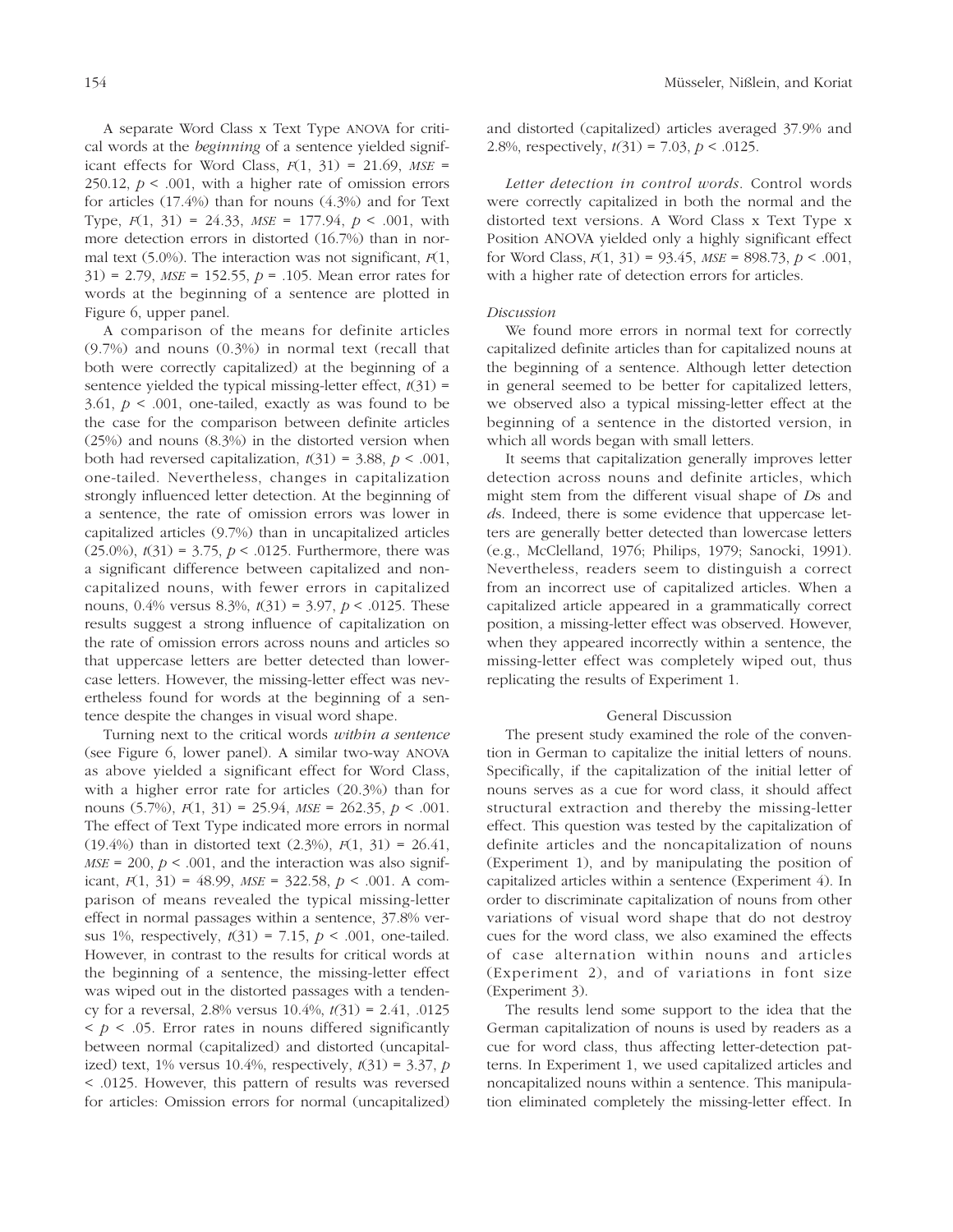A separate Word Class x Text Type ANOVA for critical words at the *beginning* of a sentence yielded significant effects for Word Class, $F(1, 31) = 21.69$, $MSE = 250.12$, $p < .001$, with a higher rate of omission errors for articles (17.4%) than for nouns (4.3%) and for Text Type, $F(1, 31) = 24.33$, $MSE = 177.94$, $p < .001$, with more detection errors in distorted (16.7%) than in normal text (5.0%). The interaction was not significant, $F(1, 31) = 2.79$, $MSE = 152.55$, $p = .105$. Mean error rates for words at the beginning of a sentence are plotted in Figure 6, upper panel.

A comparison of the means for definite articles (9.7%) and nouns (0.3%) in normal text (recall that both were correctly capitalized) at the beginning of a sentence yielded the typical missing-letter effect, $t(31) = 3.61$, $p < .001$, one-tailed, exactly as was found to be the case for the comparison between definite articles (25%) and nouns (8.3%) in the distorted version when both had reversed capitalization, $t(31) = 3.88$, $p < .001$, one-tailed. Nevertheless, changes in capitalization strongly influenced letter detection. At the beginning of a sentence, the rate of omission errors was lower in capitalized articles (9.7%) than in uncapitalized articles (25.0%), $t(31) = 3.75$, $p < .0125$. Furthermore, there was a significant difference between capitalized and noncapitalized nouns, with fewer errors in capitalized nouns, 0.4% versus 8.3%, $t(31) = 3.97$, $p < .0125$. These results suggest a strong influence of capitalization on the rate of omission errors across nouns and articles so that uppercase letters are better detected than lowercase letters. However, the missing-letter effect was nevertheless found for words at the beginning of a sentence despite the changes in visual word shape.

Turning next to the critical words *within a sentence* (see Figure 6, lower panel). A similar two-way ANOVA as above yielded a significant effect for Word Class, with a higher error rate for articles (20.3%) than for nouns (5.7%), $F(1, 31) = 25.94$, $MSE = 262.35$, $p < .001$. The effect of Text Type indicated more errors in normal (19.4%) than in distorted text (2.3%), $F(1, 31) = 26.41$, $MSE = 200$, $p < .001$, and the interaction was also significant, $F(1, 31) = 48.99$, $MSE = 322.58$, $p < .001$. A comparison of means revealed the typical missing-letter effect in normal passages within a sentence, 37.8% versus 1%, respectively, $t(31) = 7.15$, $p < .001$, one-tailed. However, in contrast to the results for critical words at the beginning of a sentence, the missing-letter effect was wiped out in the distorted passages with a tendency for a reversal, 2.8% versus 10.4%, $t(31) = 2.41$, $.0125 < p < .05$. Error rates in nouns differed significantly between normal (capitalized) and distorted (uncapitalized) text, 1% versus 10.4%, respectively, $t(31) = 3.37$, $p < .0125$. However, this pattern of results was reversed for articles: Omission errors for normal (uncapitalized) and distorted (capitalized) articles averaged 37.9% and 2.8%, respectively, $t(31) = 7.03$, $p < .0125$.

*Letter detection in control words*. Control words were correctly capitalized in both the normal and the distorted text versions. A Word Class x Text Type x Position ANOVA yielded only a highly significant effect for Word Class, $F(1, 31) = 93.45$, $MSE = 898.73$, $p < .001$, with a higher rate of detection errors for articles.

### *Discussion*

We found more errors in normal text for correctly capitalized definite articles than for capitalized nouns at the beginning of a sentence. Although letter detection in general seemed to be better for capitalized letters, we observed also a typical missing-letter effect at the beginning of a sentence in the distorted version, in which all words began with small letters.

It seems that capitalization generally improves letter detection across nouns and definite articles, which might stem from the different visual shape of *D*s and *d*s. Indeed, there is some evidence that uppercase letters are generally better detected than lowercase letters (e.g., McClelland, 1976; Philips, 1979; Sanocki, 1991). Nevertheless, readers seem to distinguish a correct from an incorrect use of capitalized articles. When a capitalized article appeared in a grammatically correct position, a missing-letter effect was observed. However, when they appeared incorrectly within a sentence, the missing-letter effect was completely wiped out, thus replicating the results of Experiment 1.

## General Discussion

The present study examined the role of the convention in German to capitalize the initial letters of nouns. Specifically, if the capitalization of the initial letter of nouns serves as a cue for word class, it should affect structural extraction and thereby the missing-letter effect. This question was tested by the capitalization of definite articles and the noncapitalization of nouns (Experiment 1), and by manipulating the position of capitalized articles within a sentence (Experiment 4). In order to discriminate capitalization of nouns from other variations of visual word shape that do not destroy cues for the word class, we also examined the effects of case alternation within nouns and articles (Experiment 2), and of variations in font size (Experiment 3).

The results lend some support to the idea that the German capitalization of nouns is used by readers as a cue for word class, thus affecting letter-detection patterns. In Experiment 1, we used capitalized articles and noncapitalized nouns within a sentence. This manipulation eliminated completely the missing-letter effect. In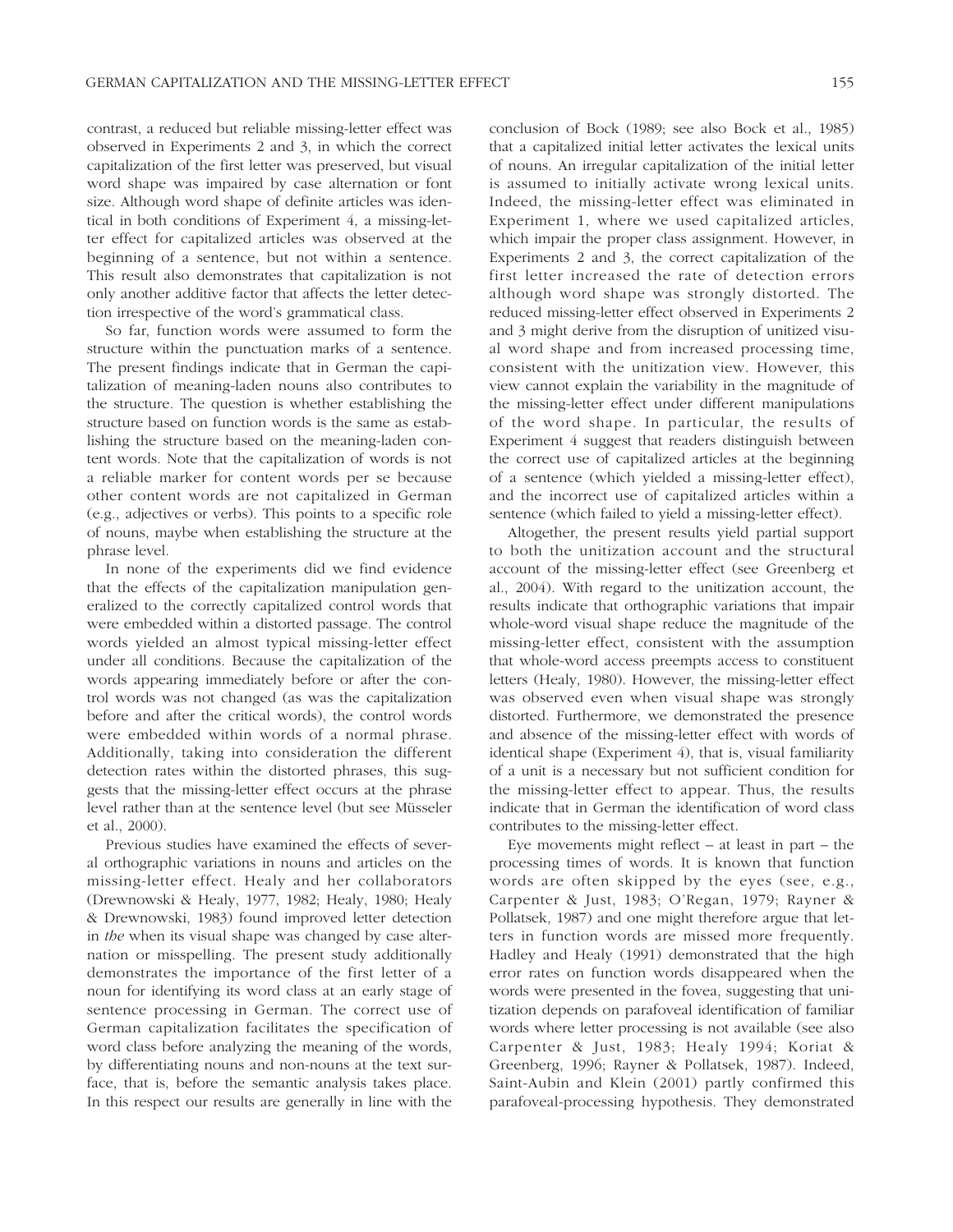contrast, a reduced but reliable missing-letter effect was observed in Experiments 2 and 3, in which the correct capitalization of the first letter was preserved, but visual word shape was impaired by case alternation or font size. Although word shape of definite articles was identical in both conditions of Experiment 4, a missing-letter effect for capitalized articles was observed at the beginning of a sentence, but not within a sentence. This result also demonstrates that capitalization is not only another additive factor that affects the letter detection irrespective of the word's grammatical class.

So far, function words were assumed to form the structure within the punctuation marks of a sentence. The present findings indicate that in German the capitalization of meaning-laden nouns also contributes to the structure. The question is whether establishing the structure based on function words is the same as establishing the structure based on the meaning-laden content words. Note that the capitalization of words is not a reliable marker for content words per se because other content words are not capitalized in German (e.g., adjectives or verbs). This points to a specific role of nouns, maybe when establishing the structure at the phrase level.

In none of the experiments did we find evidence that the effects of the capitalization manipulation generalized to the correctly capitalized control words that were embedded within a distorted passage. The control words yielded an almost typical missing-letter effect under all conditions. Because the capitalization of the words appearing immediately before or after the control words was not changed (as was the capitalization before and after the critical words), the control words were embedded within words of a normal phrase. Additionally, taking into consideration the different detection rates within the distorted phrases, this suggests that the missing-letter effect occurs at the phrase level rather than at the sentence level (but see Müsseler et al., 2000).

Previous studies have examined the effects of several orthographic variations in nouns and articles on the missing-letter effect. Healy and her collaborators (Drewnowski & Healy, 1977, 1982; Healy, 1980; Healy & Drewnowski, 1983) found improved letter detection in *the* when its visual shape was changed by case alternation or misspelling. The present study additionally demonstrates the importance of the first letter of a noun for identifying its word class at an early stage of sentence processing in German. The correct use of German capitalization facilitates the specification of word class before analyzing the meaning of the words, by differentiating nouns and non-nouns at the text surface, that is, before the semantic analysis takes place. In this respect our results are generally in line with the conclusion of Bock (1989; see also Bock et al., 1985) that a capitalized initial letter activates the lexical units of nouns. An irregular capitalization of the initial letter is assumed to initially activate wrong lexical units. Indeed, the missing-letter effect was eliminated in Experiment 1, where we used capitalized articles, which impair the proper class assignment. However, in Experiments 2 and 3, the correct capitalization of the first letter increased the rate of detection errors although word shape was strongly distorted. The reduced missing-letter effect observed in Experiments 2 and 3 might derive from the disruption of unitized visual word shape and from increased processing time, consistent with the unitization view. However, this view cannot explain the variability in the magnitude of the missing-letter effect under different manipulations of the word shape. In particular, the results of Experiment 4 suggest that readers distinguish between the correct use of capitalized articles at the beginning of a sentence (which yielded a missing-letter effect), and the incorrect use of capitalized articles within a sentence (which failed to yield a missing-letter effect).

Altogether, the present results yield partial support to both the unitization account and the structural account of the missing-letter effect (see Greenberg et al., 2004). With regard to the unitization account, the results indicate that orthographic variations that impair whole-word visual shape reduce the magnitude of the missing-letter effect, consistent with the assumption that whole-word access preempts access to constituent letters (Healy, 1980). However, the missing-letter effect was observed even when visual shape was strongly distorted. Furthermore, we demonstrated the presence and absence of the missing-letter effect with words of identical shape (Experiment 4), that is, visual familiarity of a unit is a necessary but not sufficient condition for the missing-letter effect to appear. Thus, the results indicate that in German the identification of word class contributes to the missing-letter effect.

Eye movements might reflect – at least in part – the processing times of words. It is known that function words are often skipped by the eyes (see, e.g., Carpenter & Just, 1983; O'Regan, 1979; Rayner & Pollatsek, 1987) and one might therefore argue that letters in function words are missed more frequently. Hadley and Healy (1991) demonstrated that the high error rates on function words disappeared when the words were presented in the fovea, suggesting that unitization depends on parafoveal identification of familiar words where letter processing is not available (see also Carpenter & Just, 1983; Healy 1994; Koriat & Greenberg, 1996; Rayner & Pollatsek, 1987). Indeed, Saint-Aubin and Klein (2001) partly confirmed this parafoveal-processing hypothesis. They demonstrated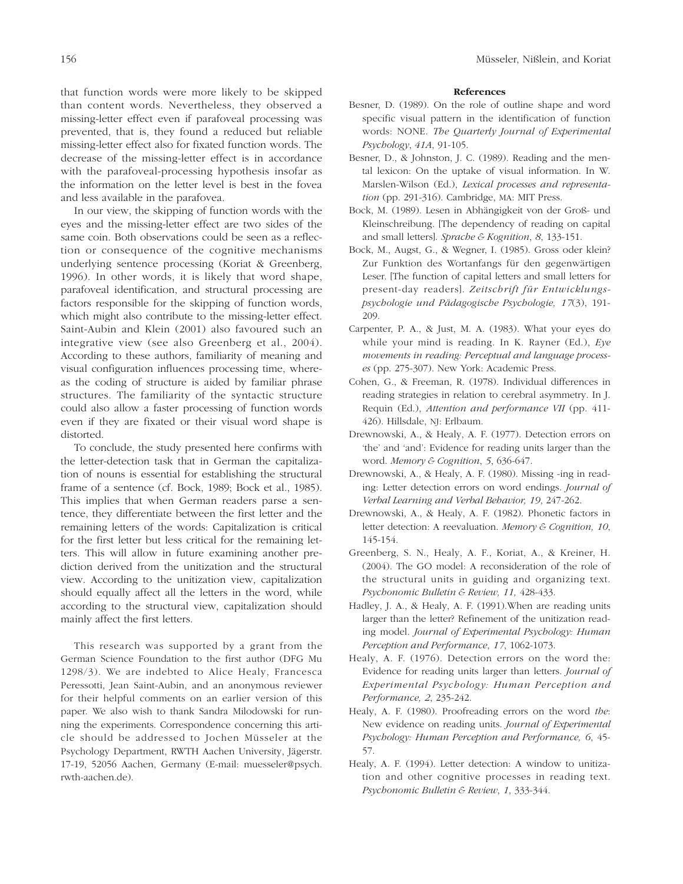that function words were more likely to be skipped than content words. Nevertheless, they observed a missing-letter effect even if parafoveal processing was prevented, that is, they found a reduced but reliable missing-letter effect also for fixated function words. The decrease of the missing-letter effect is in accordance with the parafoveal-processing hypothesis insofar as the information on the letter level is best in the fovea and less available in the parafovea.

In our view, the skipping of function words with the eyes and the missing-letter effect are two sides of the same coin. Both observations could be seen as a reflection or consequence of the cognitive mechanisms underlying sentence processing (Koriat & Greenberg, 1996). In other words, it is likely that word shape, parafoveal identification, and structural processing are factors responsible for the skipping of function words, which might also contribute to the missing-letter effect. Saint-Aubin and Klein (2001) also favoured such an integrative view (see also Greenberg et al., 2004). According to these authors, familiarity of meaning and visual configuration influences processing time, whereas the coding of structure is aided by familiar phrase structures. The familiarity of the syntactic structure could also allow a faster processing of function words even if they are fixated or their visual word shape is distorted.

To conclude, the study presented here confirms with the letter-detection task that in German the capitalization of nouns is essential for establishing the structural frame of a sentence (cf. Bock, 1989; Bock et al., 1985). This implies that when German readers parse a sentence, they differentiate between the first letter and the remaining letters of the words: Capitalization is critical for the first letter but less critical for the remaining letters. This will allow in future examining another prediction derived from the unitization and the structural view. According to the unitization view, capitalization should equally affect all the letters in the word, while according to the structural view, capitalization should mainly affect the first letters.

This research was supported by a grant from the German Science Foundation to the first author (DFG Mu 1298/3). We are indebted to Alice Healy, Francesca Peressotti, Jean Saint-Aubin, and an anonymous reviewer for their helpful comments on an earlier version of this paper. We also wish to thank Sandra Milodowski for running the experiments. Correspondence concerning this article should be addressed to Jochen Müsseler at the Psychology Department, RWTH Aachen University, Jägerstr. 17-19, 52056 Aachen, Germany (E-mail: muesseler@psych.rwth-aachen.de).

## References

Besner, D. (1989). On the role of outline shape and word specific visual pattern in the identification of function words: NONE. *The Quarterly Journal of Experimental Psychology*, *41A*, 91-105.

Besner, D., & Johnston, J. C. (1989). Reading and the mental lexicon: On the uptake of visual information. In W. Marslen-Wilson (Ed.), *Lexical processes and representation* (pp. 291-316). Cambridge, MA: MIT Press.

Bock, M. (1989). Lesen in Abhängigkeit von der Groß- und Kleinschreibung. [The dependency of reading on capital and small letters]. *Sprache & Kognition*, *8*, 133-151.

Bock, M., Augst, G., & Wegner, I. (1985). Gross oder klein? Zur Funktion des Wortanfangs für den gegenwärtigen Leser. [The function of capital letters and small letters for present-day readers]. *Zeitschrift für Entwicklungspsychologie und Pädagogische Psychologie, 17*(3), 191-209.

Carpenter, P. A., & Just, M. A. (1983). What your eyes do while your mind is reading. In K. Rayner (Ed.), *Eye movements in reading: Perceptual and language processes* (pp. 275-307). New York: Academic Press.

Cohen, G., & Freeman, R. (1978). Individual differences in reading strategies in relation to cerebral asymmetry. In J. Requin (Ed.), *Attention and performance VII* (pp. 411-426). Hillsdale, NJ: Erlbaum.

Drewnowski, A., & Healy, A. F. (1977). Detection errors on 'the' and 'and': Evidence for reading units larger than the word. *Memory & Cognition*, *5*, 636-647.

Drewnowski, A., & Healy, A. F. (1980). Missing -ing in reading: Letter detection errors on word endings. *Journal of Verbal Learning and Verbal Behavior, 19*, 247-262.

Drewnowski, A., & Healy, A. F. (1982). Phonetic factors in letter detection: A reevaluation. *Memory & Cognition, 10*, 145-154.

Greenberg, S. N., Healy, A. F., Koriat, A., & Kreiner, H. (2004). The GO model: A reconsideration of the role of the structural units in guiding and organizing text. *Psychonomic Bulletin & Review, 11,* 428-433.

Hadley, J. A., & Healy, A. F. (1991).When are reading units larger than the letter? Refinement of the unitization reading model. *Journal of Experimental Psychology: Human Perception and Performance*, *17*, 1062-1073.

Healy, A. F. (1976). Detection errors on the word the: Evidence for reading units larger than letters. *Journal of Experimental Psychology: Human Perception and Performance, 2*, 235-242.

Healy, A. F. (1980). Proofreading errors on the word *the*: New evidence on reading units. *Journal of Experimental Psychology: Human Perception and Performance, 6*, 45-57.

Healy, A. F. (1994). Letter detection: A window to unitization and other cognitive processes in reading text. *Psychonomic Bulletin & Review*, *1*, 333-344.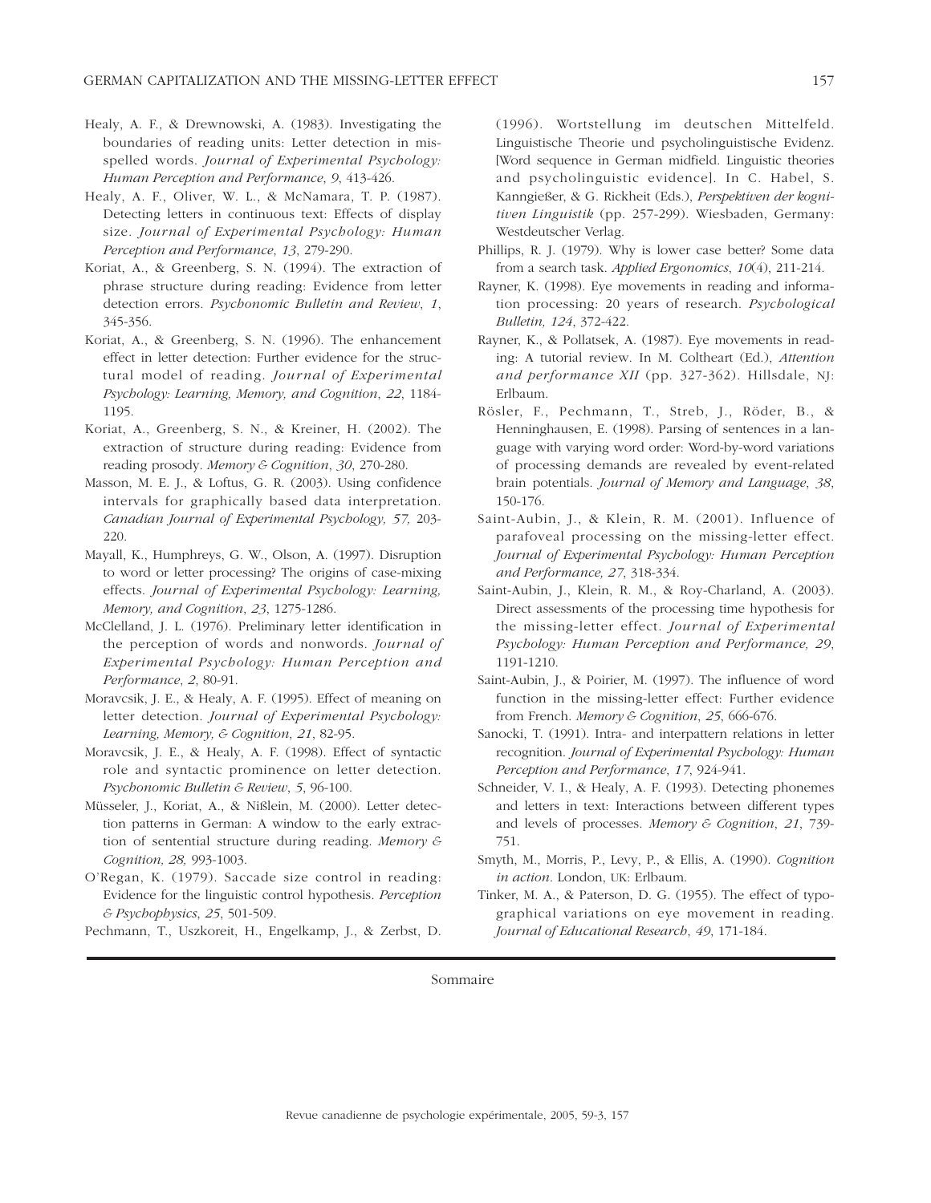Healy, A. F., & Drewnowski, A. (1983). Investigating the boundaries of reading units: Letter detection in misspelled words. *Journal of Experimental Psychology: Human Perception and Performance*, *9*, 413-426.

Healy, A. F., Oliver, W. L., & McNamara, T. P. (1987). Detecting letters in continuous text: Effects of display size. *Journal of Experimental Psychology: Human Perception and Performance*, *13*, 279-290.

Koriat, A., & Greenberg, S. N. (1994). The extraction of phrase structure during reading: Evidence from letter detection errors. *Psychonomic Bulletin and Review*, *1*, 345-356.

Koriat, A., & Greenberg, S. N. (1996). The enhancement effect in letter detection: Further evidence for the structural model of reading. *Journal of Experimental Psychology: Learning, Memory, and Cognition*, *22*, 1184-1195.

Koriat, A., Greenberg, S. N., & Kreiner, H. (2002). The extraction of structure during reading: Evidence from reading prosody. *Memory & Cognition*, *30*, 270-280.

Masson, M. E. J., & Loftus, G. R. (2003). Using confidence intervals for graphically based data interpretation. *Canadian Journal of Experimental Psychology, 57,* 203-220.

Mayall, K., Humphreys, G. W., Olson, A. (1997). Disruption to word or letter processing? The origins of case-mixing effects. *Journal of Experimental Psychology: Learning, Memory, and Cognition*, *23*, 1275-1286.

McClelland, J. L. (1976). Preliminary letter identification in the perception of words and nonwords. *Journal of Experimental Psychology: Human Perception and Performance*, *2*, 80-91.

Moravcsik, J. E., & Healy, A. F. (1995). Effect of meaning on letter detection. *Journal of Experimental Psychology: Learning, Memory, & Cognition*, *21*, 82-95.

Moravcsik, J. E., & Healy, A. F. (1998). Effect of syntactic role and syntactic prominence on letter detection. *Psychonomic Bulletin & Review*, *5*, 96-100.

Müsseler, J., Koriat, A., & Nißlein, M. (2000). Letter detection patterns in German: A window to the early extraction of sentential structure during reading. *Memory & Cognition, 28,* 993-1003.

O'Regan, K. (1979). Saccade size control in reading: Evidence for the linguistic control hypothesis. *Perception & Psychophysics*, *25*, 501-509.

Pechmann, T., Uszkoreit, H., Engelkamp, J., & Zerbst, D. (1996). Wortstellung im deutschen Mittelfeld. Linguistische Theorie und psycholinguistische Evidenz. [Word sequence in German midfield. Linguistic theories and psycholinguistic evidence]. In C. Habel, S. Kanngießer, & G. Rickheit (Eds.), *Perspektiven der kognitiven Linguistik* (pp. 257-299). Wiesbaden, Germany: Westdeutscher Verlag.

Phillips, R. J. (1979). Why is lower case better? Some data from a search task. *Applied Ergonomics*, *10*(4), 211-214.

Rayner, K. (1998). Eye movements in reading and information processing: 20 years of research. *Psychological Bulletin, 124*, 372-422.

Rayner, K., & Pollatsek, A. (1987). Eye movements in reading: A tutorial review. In M. Coltheart (Ed.), *Attention and performance XII* (pp. 327-362). Hillsdale, NJ: Erlbaum.

Rösler, F., Pechmann, T., Streb, J., Röder, B., & Henninghausen, E. (1998). Parsing of sentences in a language with varying word order: Word-by-word variations of processing demands are revealed by event-related brain potentials. *Journal of Memory and Language*, *38*, 150-176.

Saint-Aubin, J., & Klein, R. M. (2001). Influence of parafoveal processing on the missing-letter effect. *Journal of Experimental Psychology: Human Perception and Performance, 27*, 318-334.

Saint-Aubin, J., Klein, R. M., & Roy-Charland, A. (2003). Direct assessments of the processing time hypothesis for the missing-letter effect. *Journal of Experimental Psychology: Human Perception and Performance, 29*, 1191-1210.

Saint-Aubin, J., & Poirier, M. (1997). The influence of word function in the missing-letter effect: Further evidence from French. *Memory & Cognition*, *25*, 666-676.

Sanocki, T. (1991). Intra- and interpattern relations in letter recognition. *Journal of Experimental Psychology: Human Perception and Performance*, *17*, 924-941.

Schneider, V. I., & Healy, A. F. (1993). Detecting phonemes and letters in text: Interactions between different types and levels of processes. *Memory & Cognition*, *21*, 739-751.

Smyth, M., Morris, P., Levy, P., & Ellis, A. (1990). *Cognition in action*. London, UK: Erlbaum.

Tinker, M. A., & Paterson, D. G. (1955). The effect of typographical variations on eye movement in reading. *Journal of Educational Research*, *49*, 171-184.

Sommaire